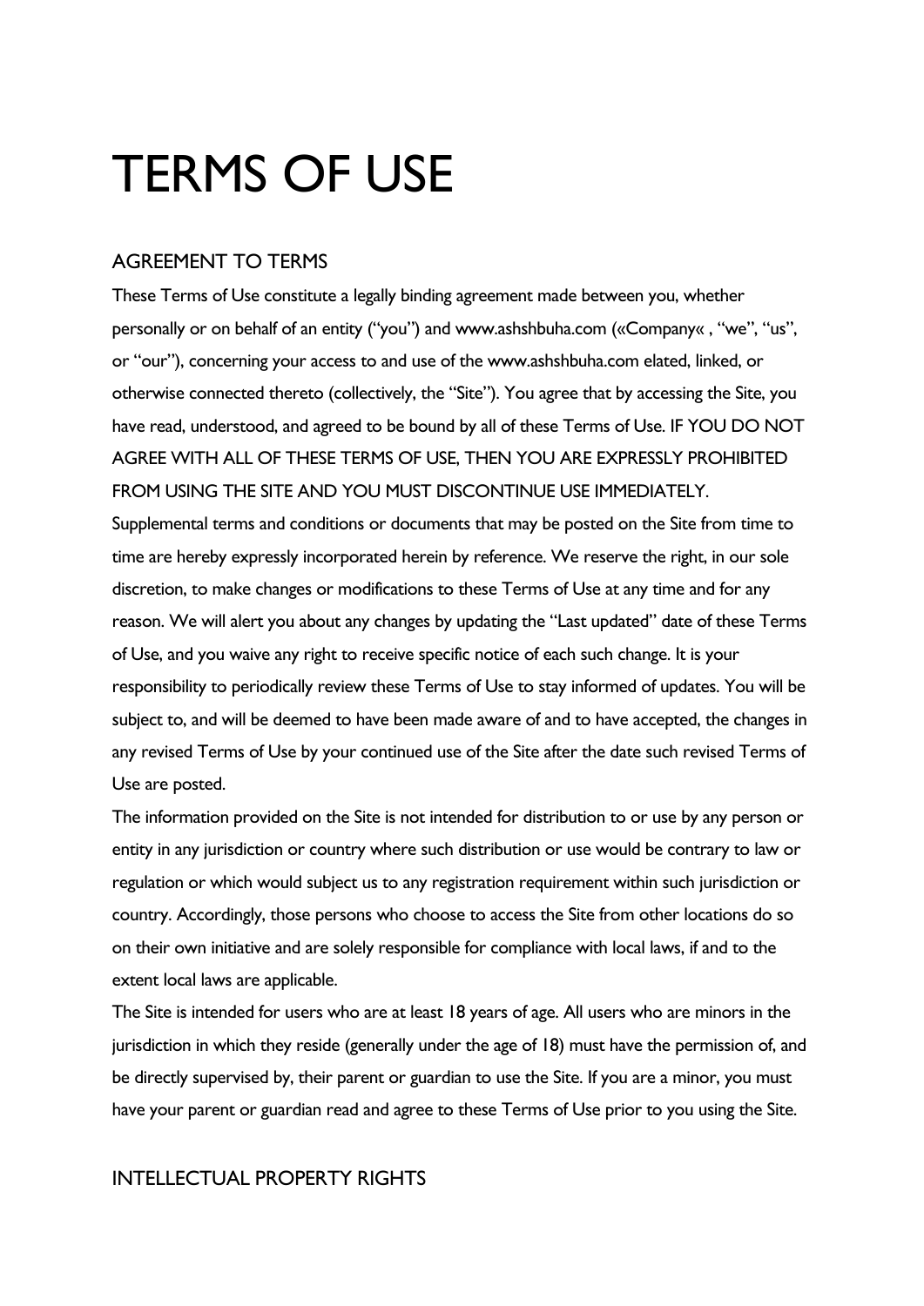# TERMS OF USE

## AGREEMENT TO TERMS

These Terms of Use constitute a legally binding agreement made between you, whether personally or on behalf of an entity ("you") and www.ashshbuha.com («Company« , "we", "us", or "our"), concerning your access to and use of the www.ashshbuha.com elated, linked, or otherwise connected thereto (collectively, the "Site"). You agree that by accessing the Site, you have read, understood, and agreed to be bound by all of these Terms of Use. IF YOU DO NOT AGREE WITH ALL OF THESE TERMS OF USE, THEN YOU ARE EXPRESSLY PROHIBITED FROM USING THE SITE AND YOU MUST DISCONTINUE USE IMMEDIATELY.

Supplemental terms and conditions or documents that may be posted on the Site from time to time are hereby expressly incorporated herein by reference. We reserve the right, in our sole discretion, to make changes or modifications to these Terms of Use at any time and for any reason. We will alert you about any changes by updating the "Last updated" date of these Terms of Use, and you waive any right to receive specific notice of each such change. It is your responsibility to periodically review these Terms of Use to stay informed of updates. You will be subject to, and will be deemed to have been made aware of and to have accepted, the changes in any revised Terms of Use by your continued use of the Site after the date such revised Terms of Use are posted.

The information provided on the Site is not intended for distribution to or use by any person or entity in any jurisdiction or country where such distribution or use would be contrary to law or regulation or which would subject us to any registration requirement within such jurisdiction or country. Accordingly, those persons who choose to access the Site from other locations do so on their own initiative and are solely responsible for compliance with local laws, if and to the extent local laws are applicable.

The Site is intended for users who are at least 18 years of age. All users who are minors in the jurisdiction in which they reside (generally under the age of 18) must have the permission of, and be directly supervised by, their parent or guardian to use the Site. If you are a minor, you must have your parent or guardian read and agree to these Terms of Use prior to you using the Site.

## INTELLECTUAL PROPERTY RIGHTS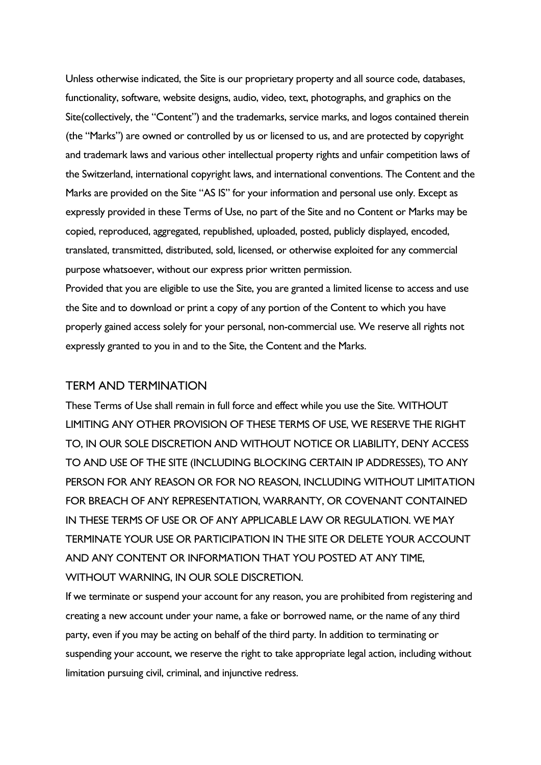Unless otherwise indicated, the Site is our proprietary property and all source code, databases, functionality, software, website designs, audio, video, text, photographs, and graphics on the Site(collectively, the "Content") and the trademarks, service marks, and logos contained therein (the "Marks") are owned or controlled by us or licensed to us, and are protected by copyright and trademark laws and various other intellectual property rights and unfair competition laws of the Switzerland, international copyright laws, and international conventions. The Content and the Marks are provided on the Site "AS IS" for your information and personal use only. Except as expressly provided in these Terms of Use, no part of the Site and no Content or Marks may be copied, reproduced, aggregated, republished, uploaded, posted, publicly displayed, encoded, translated, transmitted, distributed, sold, licensed, or otherwise exploited for any commercial purpose whatsoever, without our express prior written permission.

Provided that you are eligible to use the Site, you are granted a limited license to access and use the Site and to download or print a copy of any portion of the Content to which you have properly gained access solely for your personal, non-commercial use. We reserve all rights not expressly granted to you in and to the Site, the Content and the Marks.

## TERM AND TERMINATION

These Terms of Use shall remain in full force and effect while you use the Site. WITHOUT LIMITING ANY OTHER PROVISION OF THESE TERMS OF USE, WE RESERVE THE RIGHT TO, IN OUR SOLE DISCRETION AND WITHOUT NOTICE OR LIABILITY, DENY ACCESS TO AND USE OF THE SITE (INCLUDING BLOCKING CERTAIN IP ADDRESSES), TO ANY PERSON FOR ANY REASON OR FOR NO REASON, INCLUDING WITHOUT LIMITATION FOR BREACH OF ANY REPRESENTATION, WARRANTY, OR COVENANT CONTAINED IN THESE TERMS OF USE OR OF ANY APPLICABLE LAW OR REGULATION. WE MAY TERMINATE YOUR USE OR PARTICIPATION IN THE SITE OR DELETE YOUR ACCOUNT AND ANY CONTENT OR INFORMATION THAT YOU POSTED AT ANY TIME, WITHOUT WARNING, IN OUR SOLE DISCRETION.

If we terminate or suspend your account for any reason, you are prohibited from registering and creating a new account under your name, a fake or borrowed name, or the name of any third party, even if you may be acting on behalf of the third party. In addition to terminating or suspending your account, we reserve the right to take appropriate legal action, including without limitation pursuing civil, criminal, and injunctive redress.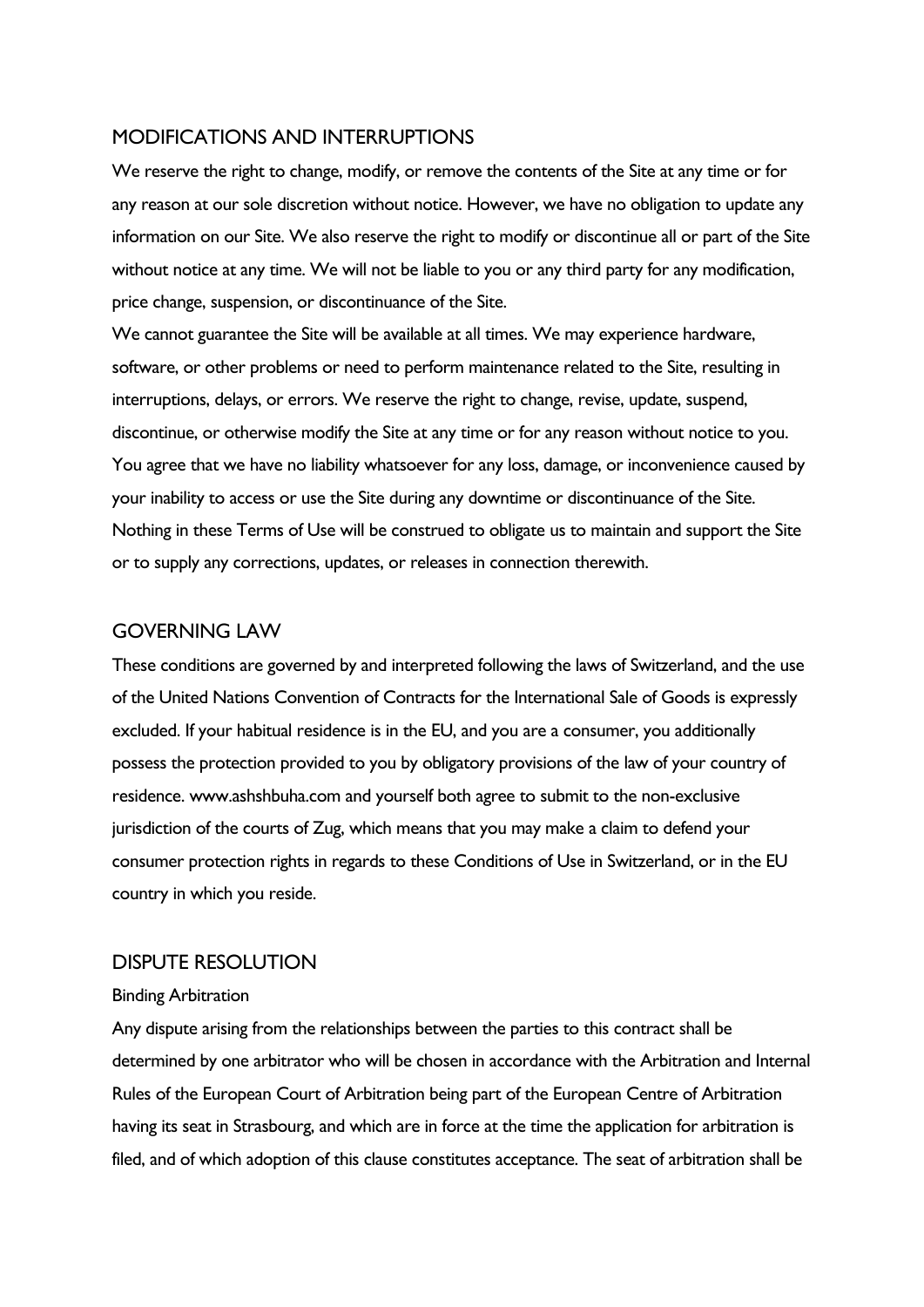## MODIFICATIONS AND INTERRUPTIONS

We reserve the right to change, modify, or remove the contents of the Site at any time or for any reason at our sole discretion without notice. However, we have no obligation to update any information on our Site. We also reserve the right to modify or discontinue all or part of the Site without notice at any time. We will not be liable to you or any third party for any modification, price change, suspension, or discontinuance of the Site.

We cannot guarantee the Site will be available at all times. We may experience hardware, software, or other problems or need to perform maintenance related to the Site, resulting in interruptions, delays, or errors. We reserve the right to change, revise, update, suspend, discontinue, or otherwise modify the Site at any time or for any reason without notice to you. You agree that we have no liability whatsoever for any loss, damage, or inconvenience caused by your inability to access or use the Site during any downtime or discontinuance of the Site. Nothing in these Terms of Use will be construed to obligate us to maintain and support the Site or to supply any corrections, updates, or releases in connection therewith.

## GOVERNING LAW

These conditions are governed by and interpreted following the laws of Switzerland, and the use of the United Nations Convention of Contracts for the International Sale of Goods is expressly excluded. If your habitual residence is in the EU, and you are a consumer, you additionally possess the protection provided to you by obligatory provisions of the law of your country of residence. www.ashshbuha.com and yourself both agree to submit to the non-exclusive jurisdiction of the courts of Zug, which means that you may make a claim to defend your consumer protection rights in regards to these Conditions of Use in Switzerland, or in the EU country in which you reside.

## DISPUTE RESOLUTION

### Binding Arbitration

Any dispute arising from the relationships between the parties to this contract shall be determined by one arbitrator who will be chosen in accordance with the Arbitration and Internal Rules of the European Court of Arbitration being part of the European Centre of Arbitration having its seat in Strasbourg, and which are in force at the time the application for arbitration is filed, and of which adoption of this clause constitutes acceptance. The seat of arbitration shall be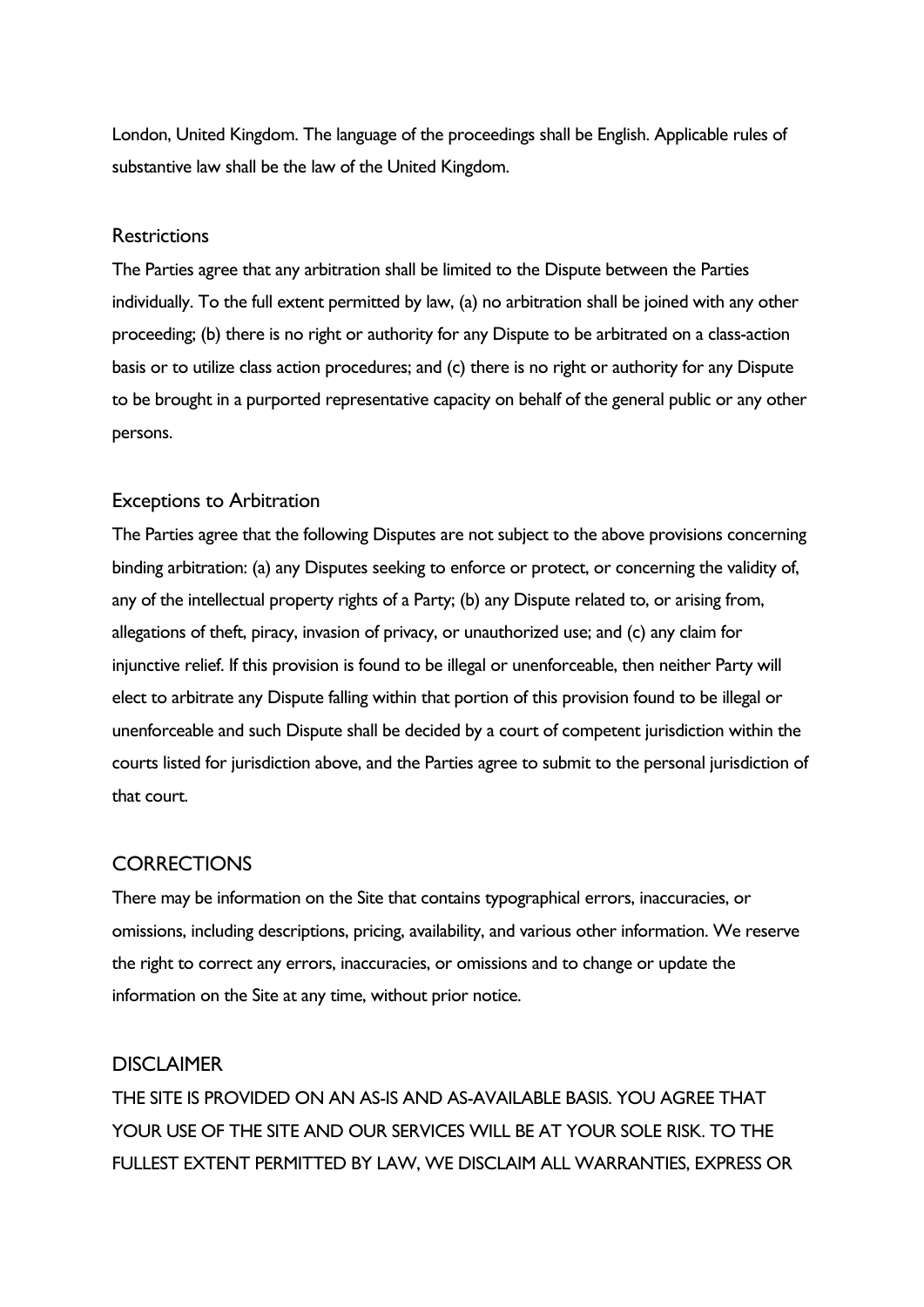London, United Kingdom. The language of the proceedings shall be English. Applicable rules of substantive law shall be the law of the United Kingdom.

### Restrictions

The Parties agree that any arbitration shall be limited to the Dispute between the Parties individually. To the full extent permitted by law, (a) no arbitration shall be joined with any other proceeding; (b) there is no right or authority for any Dispute to be arbitrated on a class-action basis or to utilize class action procedures; and (c) there is no right or authority for any Dispute to be brought in a purported representative capacity on behalf of the general public or any other persons.

### Exceptions to Arbitration

The Parties agree that the following Disputes are not subject to the above provisions concerning binding arbitration: (a) any Disputes seeking to enforce or protect, or concerning the validity of, any of the intellectual property rights of a Party; (b) any Dispute related to, or arising from, allegations of theft, piracy, invasion of privacy, or unauthorized use; and (c) any claim for injunctive relief. If this provision is found to be illegal or unenforceable, then neither Party will elect to arbitrate any Dispute falling within that portion of this provision found to be illegal or unenforceable and such Dispute shall be decided by a court of competent jurisdiction within the courts listed for jurisdiction above, and the Parties agree to submit to the personal jurisdiction of that court.

## CORRECTIONS

There may be information on the Site that contains typographical errors, inaccuracies, or omissions, including descriptions, pricing, availability, and various other information. We reserve the right to correct any errors, inaccuracies, or omissions and to change or update the information on the Site at any time, without prior notice.

## DISCLAIMER

THE SITE IS PROVIDED ON AN AS-IS AND AS-AVAILABLE BASIS. YOU AGREE THAT YOUR USE OF THE SITE AND OUR SERVICES WILL BE AT YOUR SOLE RISK. TO THE FULLEST EXTENT PERMITTED BY LAW, WE DISCLAIM ALL WARRANTIES, EXPRESS OR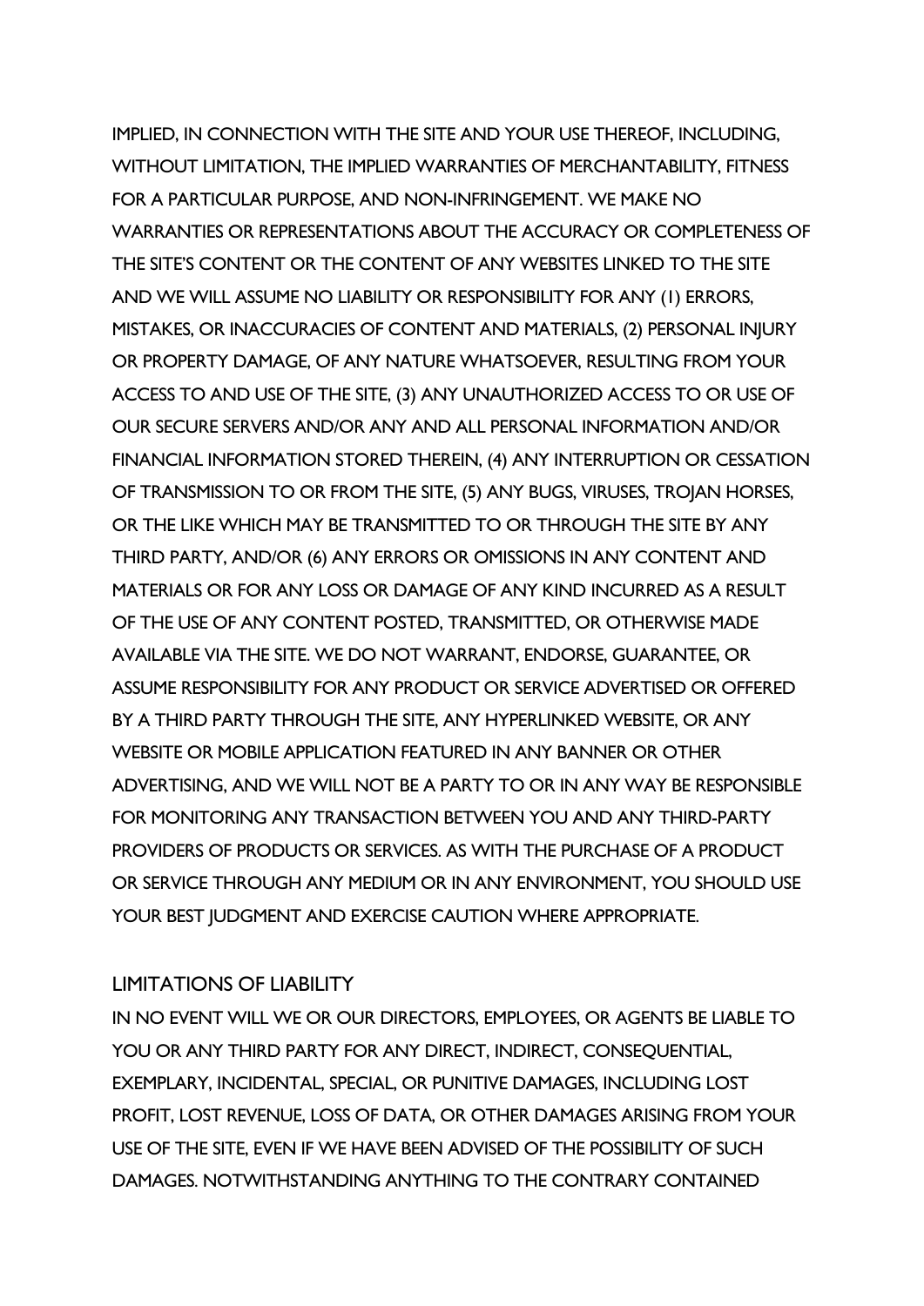IMPLIED, IN CONNECTION WITH THE SITE AND YOUR USE THEREOF, INCLUDING, WITHOUT LIMITATION, THE IMPLIED WARRANTIES OF MERCHANTABILITY, FITNESS FOR A PARTICULAR PURPOSE, AND NON-INFRINGEMENT. WE MAKE NO WARRANTIES OR REPRESENTATIONS ABOUT THE ACCURACY OR COMPLETENESS OF THE SITE'S CONTENT OR THE CONTENT OF ANY WEBSITES LINKED TO THE SITE AND WE WILL ASSUME NO LIABILITY OR RESPONSIBILITY FOR ANY (1) ERRORS, MISTAKES, OR INACCURACIES OF CONTENT AND MATERIALS, (2) PERSONAL INJURY OR PROPERTY DAMAGE, OF ANY NATURE WHATSOEVER, RESULTING FROM YOUR ACCESS TO AND USE OF THE SITE, (3) ANY UNAUTHORIZED ACCESS TO OR USE OF OUR SECURE SERVERS AND/OR ANY AND ALL PERSONAL INFORMATION AND/OR FINANCIAL INFORMATION STORED THEREIN, (4) ANY INTERRUPTION OR CESSATION OF TRANSMISSION TO OR FROM THE SITE, (5) ANY BUGS, VIRUSES, TROJAN HORSES, OR THE LIKE WHICH MAY BE TRANSMITTED TO OR THROUGH THE SITE BY ANY THIRD PARTY, AND/OR (6) ANY ERRORS OR OMISSIONS IN ANY CONTENT AND MATERIALS OR FOR ANY LOSS OR DAMAGE OF ANY KIND INCURRED AS A RESULT OF THE USE OF ANY CONTENT POSTED, TRANSMITTED, OR OTHERWISE MADE AVAILABLE VIA THE SITE. WE DO NOT WARRANT, ENDORSE, GUARANTEE, OR ASSUME RESPONSIBILITY FOR ANY PRODUCT OR SERVICE ADVERTISED OR OFFERED BY A THIRD PARTY THROUGH THE SITE, ANY HYPERLINKED WEBSITE, OR ANY WEBSITE OR MOBILE APPLICATION FEATURED IN ANY BANNER OR OTHER ADVERTISING, AND WE WILL NOT BE A PARTY TO OR IN ANY WAY BE RESPONSIBLE FOR MONITORING ANY TRANSACTION BETWEEN YOU AND ANY THIRD-PARTY PROVIDERS OF PRODUCTS OR SERVICES. AS WITH THE PURCHASE OF A PRODUCT OR SERVICE THROUGH ANY MEDIUM OR IN ANY ENVIRONMENT, YOU SHOULD USE YOUR BEST JUDGMENT AND EXERCISE CAUTION WHERE APPROPRIATE.

## LIMITATIONS OF LIABILITY

IN NO EVENT WILL WE OR OUR DIRECTORS, EMPLOYEES, OR AGENTS BE LIABLE TO YOU OR ANY THIRD PARTY FOR ANY DIRECT, INDIRECT, CONSEQUENTIAL, EXEMPLARY, INCIDENTAL, SPECIAL, OR PUNITIVE DAMAGES, INCLUDING LOST PROFIT, LOST REVENUE, LOSS OF DATA, OR OTHER DAMAGES ARISING FROM YOUR USE OF THE SITE, EVEN IF WE HAVE BEEN ADVISED OF THE POSSIBILITY OF SUCH DAMAGES. NOTWITHSTANDING ANYTHING TO THE CONTRARY CONTAINED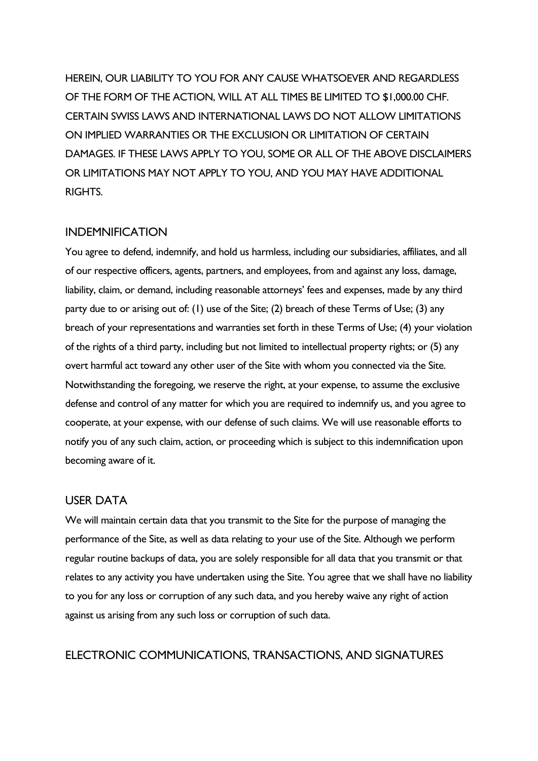HEREIN, OUR LIABILITY TO YOU FOR ANY CAUSE WHATSOEVER AND REGARDLESS OF THE FORM OF THE ACTION, WILL AT ALL TIMES BE LIMITED TO $1,000.00 CHF. CERTAIN SWISS LAWS AND INTERNATIONAL LAWS DO NOT ALLOW LIMITATIONS ON IMPLIED WARRANTIES OR THE EXCLUSION OR LIMITATION OF CERTAIN DAMAGES. IF THESE LAWS APPLY TO YOU, SOME OR ALL OF THE ABOVE DISCLAIMERS OR LIMITATIONS MAY NOT APPLY TO YOU, AND YOU MAY HAVE ADDITIONAL RIGHTS.

## INDEMNIFICATION

You agree to defend, indemnify, and hold us harmless, including our subsidiaries, affiliates, and all of our respective officers, agents, partners, and employees, from and against any loss, damage, liability, claim, or demand, including reasonable attorneys' fees and expenses, made by any third party due to or arising out of: (1) use of the Site; (2) breach of these Terms of Use; (3) any breach of your representations and warranties set forth in these Terms of Use; (4) your violation of the rights of a third party, including but not limited to intellectual property rights; or (5) any overt harmful act toward any other user of the Site with whom you connected via the Site. Notwithstanding the foregoing, we reserve the right, at your expense, to assume the exclusive defense and control of any matter for which you are required to indemnify us, and you agree to cooperate, at your expense, with our defense of such claims. We will use reasonable efforts to notify you of any such claim, action, or proceeding which is subject to this indemnification upon becoming aware of it.

## USER DATA

We will maintain certain data that you transmit to the Site for the purpose of managing the performance of the Site, as well as data relating to your use of the Site. Although we perform regular routine backups of data, you are solely responsible for all data that you transmit or that relates to any activity you have undertaken using the Site. You agree that we shall have no liability to you for any loss or corruption of any such data, and you hereby waive any right of action against us arising from any such loss or corruption of such data.

## ELECTRONIC COMMUNICATIONS, TRANSACTIONS, AND SIGNATURES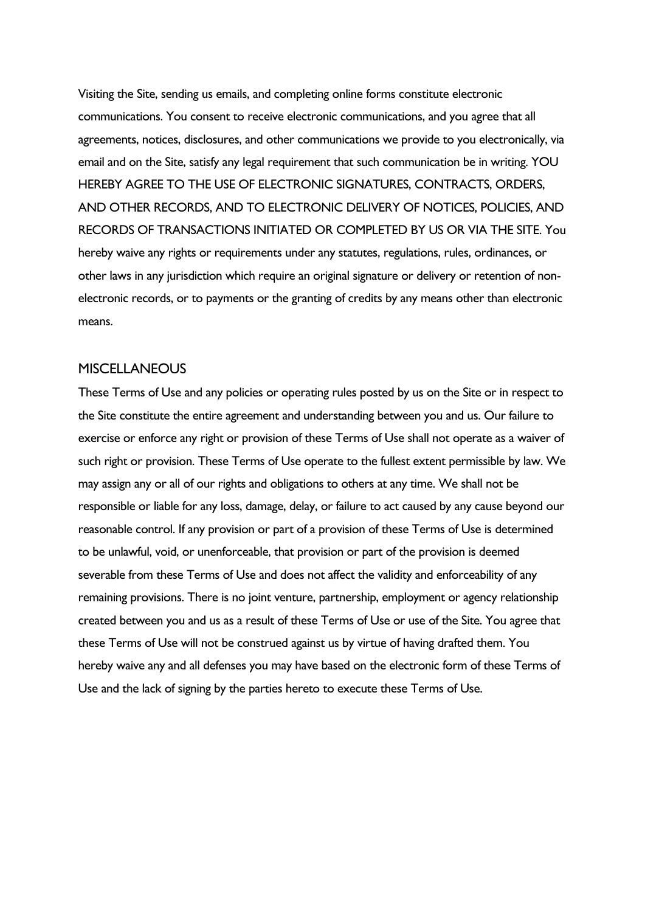Visiting the Site, sending us emails, and completing online forms constitute electronic communications. You consent to receive electronic communications, and you agree that all agreements, notices, disclosures, and other communications we provide to you electronically, via email and on the Site, satisfy any legal requirement that such communication be in writing. YOU HEREBY AGREE TO THE USE OF ELECTRONIC SIGNATURES, CONTRACTS, ORDERS, AND OTHER RECORDS, AND TO ELECTRONIC DELIVERY OF NOTICES, POLICIES, AND RECORDS OF TRANSACTIONS INITIATED OR COMPLETED BY US OR VIA THE SITE. You hereby waive any rights or requirements under any statutes, regulations, rules, ordinances, or other laws in any jurisdiction which require an original signature or delivery or retention of non-electronic records, or to payments or the granting of credits by any means other than electronic means.

## MISCELLANEOUS

These Terms of Use and any policies or operating rules posted by us on the Site or in respect to the Site constitute the entire agreement and understanding between you and us. Our failure to exercise or enforce any right or provision of these Terms of Use shall not operate as a waiver of such right or provision. These Terms of Use operate to the fullest extent permissible by law. We may assign any or all of our rights and obligations to others at any time. We shall not be responsible or liable for any loss, damage, delay, or failure to act caused by any cause beyond our reasonable control. If any provision or part of a provision of these Terms of Use is determined to be unlawful, void, or unenforceable, that provision or part of the provision is deemed severable from these Terms of Use and does not affect the validity and enforceability of any remaining provisions. There is no joint venture, partnership, employment or agency relationship created between you and us as a result of these Terms of Use or use of the Site. You agree that these Terms of Use will not be construed against us by virtue of having drafted them. You hereby waive any and all defenses you may have based on the electronic form of these Terms of Use and the lack of signing by the parties hereto to execute these Terms of Use.